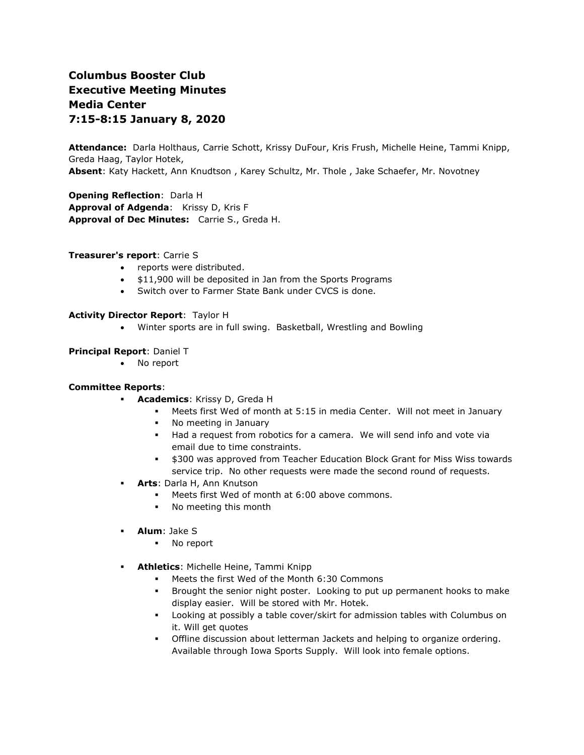# Columbus Booster Club
# Executive Meeting Minutes
# Media Center
# 7:15-8:15 January 8, 2020

**Attendance:** Darla Holthaus, Carrie Schott, Krissy DuFour, Kris Frush, Michelle Heine, Tammi Knipp, Greda Haag, Taylor Hotek,
**Absent**: Katy Hackett, Ann Knudtson , Karey Schultz, Mr. Thole , Jake Schaefer, Mr. Novotney

**Opening Reflection**: Darla H
**Approval of Adgenda**: Krissy D, Kris F
**Approval of Dec Minutes:** Carrie S., Greda H.

**Treasurer's report**: Carrie S

- reports were distributed.
- $11,900 will be deposited in Jan from the Sports Programs
- Switch over to Farmer State Bank under CVCS is done.

**Activity Director Report**: Taylor H

- Winter sports are in full swing. Basketball, Wrestling and Bowling

**Principal Report**: Daniel T

- No report

**Committee Reports**:

- **Academics**: Krissy D, Greda H
  - Meets first Wed of month at 5:15 in media Center. Will not meet in January
  - No meeting in January
  - Had a request from robotics for a camera. We will send info and vote via email due to time constraints.
  - $300 was approved from Teacher Education Block Grant for Miss Wiss towards service trip. No other requests were made the second round of requests.
- **Arts**: Darla H, Ann Knutson
  - Meets first Wed of month at 6:00 above commons.
  - No meeting this month
- **Alum**: Jake S
  - No report
- **Athletics**: Michelle Heine, Tammi Knipp
  - Meets the first Wed of the Month 6:30 Commons
  - Brought the senior night poster. Looking to put up permanent hooks to make display easier. Will be stored with Mr. Hotek.
  - Looking at possibly a table cover/skirt for admission tables with Columbus on it. Will get quotes
  - Offline discussion about letterman Jackets and helping to organize ordering. Available through Iowa Sports Supply. Will look into female options.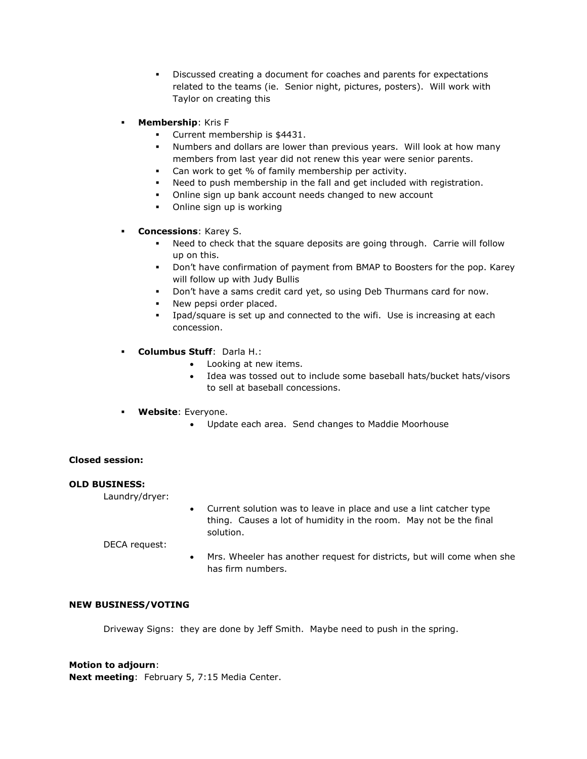- Discussed creating a document for coaches and parents for expectations related to the teams (ie. Senior night, pictures, posters). Will work with Taylor on creating this

- **Membership**: Kris F
  - Current membership is $4431.
  - Numbers and dollars are lower than previous years. Will look at how many members from last year did not renew this year were senior parents.
  - Can work to get % of family membership per activity.
  - Need to push membership in the fall and get included with registration.
  - Online sign up bank account needs changed to new account
  - Online sign up is working

- **Concessions**: Karey S.
  - Need to check that the square deposits are going through. Carrie will follow up on this.
  - Don't have confirmation of payment from BMAP to Boosters for the pop. Karey will follow up with Judy Bullis
  - Don't have a sams credit card yet, so using Deb Thurmans card for now.
  - New pepsi order placed.
  - Ipad/square is set up and connected to the wifi. Use is increasing at each concession.

- **Columbus Stuff**: Darla H.:
  - Looking at new items.
  - Idea was tossed out to include some baseball hats/bucket hats/visors to sell at baseball concessions.

- **Website**: Everyone.
  - Update each area. Send changes to Maddie Moorhouse

**Closed session:**

**OLD BUSINESS:**

Laundry/dryer:

- Current solution was to leave in place and use a lint catcher type thing. Causes a lot of humidity in the room. May not be the final solution.

DECA request:

- Mrs. Wheeler has another request for districts, but will come when she has firm numbers.

**NEW BUSINESS/VOTING**

Driveway Signs: they are done by Jeff Smith. Maybe need to push in the spring.

**Motion to adjourn**:
**Next meeting**: February 5, 7:15 Media Center.